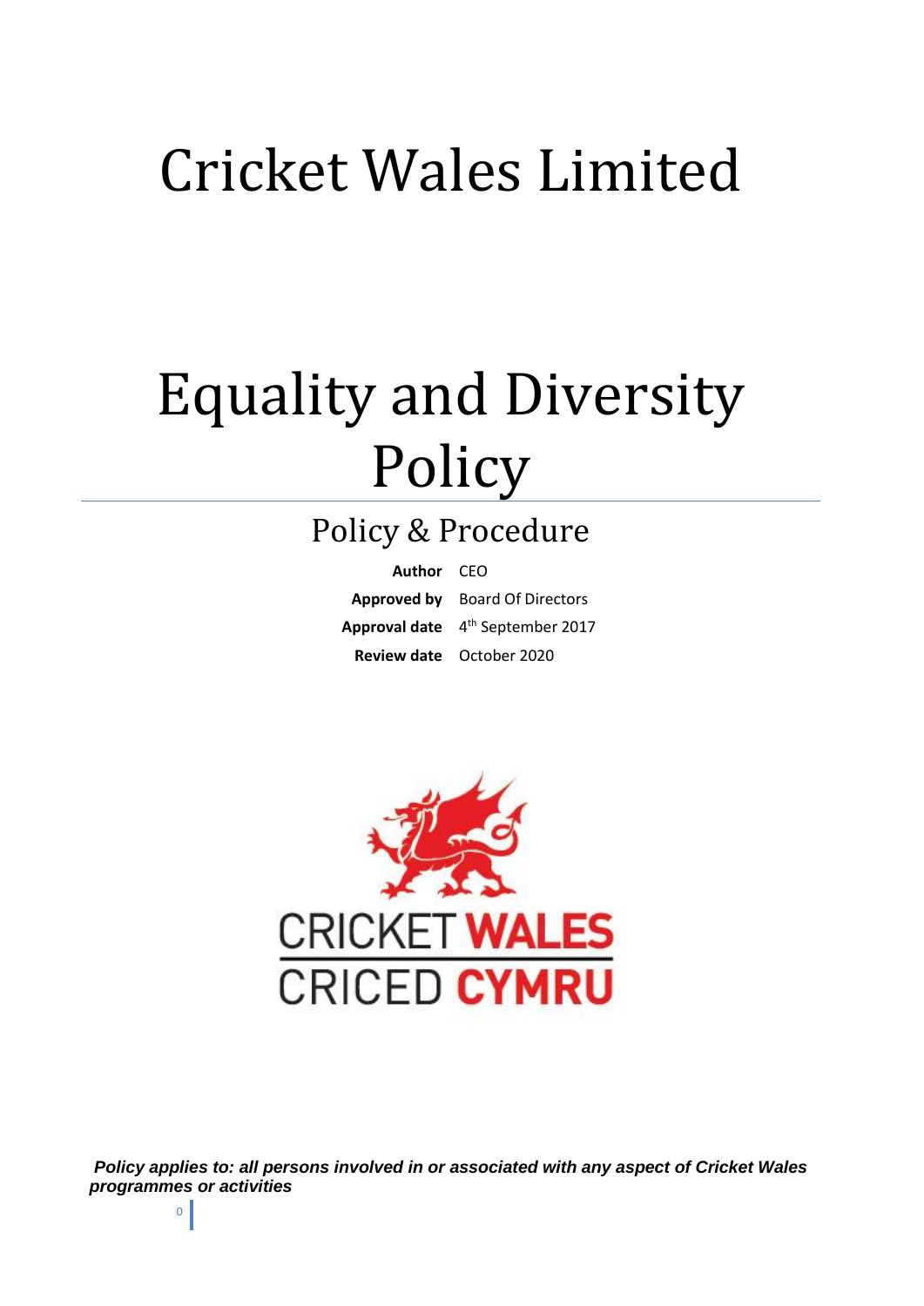# Cricket Wales Limited

# Equality and Diversity Policy

## Policy & Procedure

| | |
|---|---|
| **Author** | CEO |
| **Approved by** | Board Of Directors |
| **Approval date** | 4th September 2017 |
| **Review date** | October 2020 |

CRICKET **WALES**
CRICED **CYMRU**

***Policy applies to: all persons involved in or associated with any aspect of Cricket Wales programmes or activities***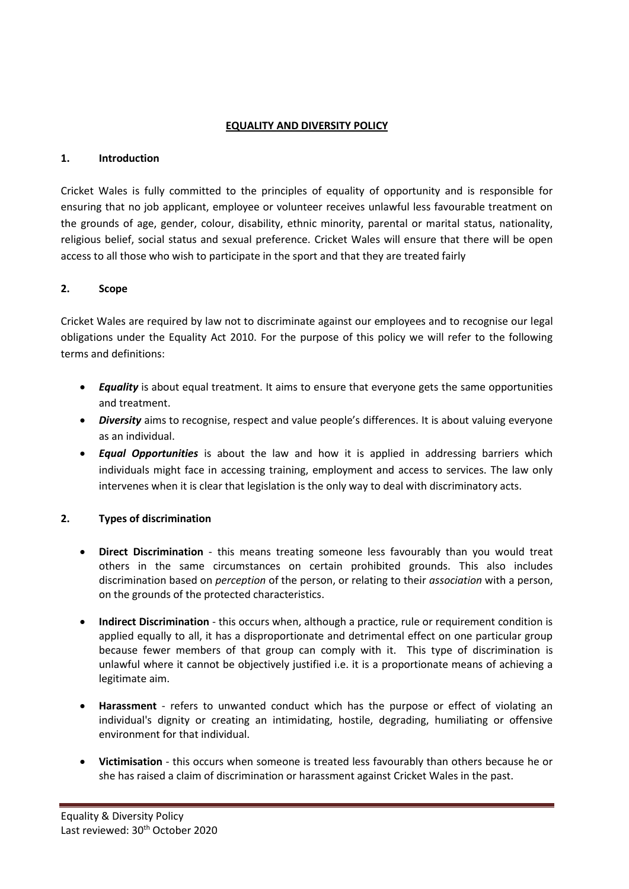# EQUALITY AND DIVERSITY POLICY

## 1. Introduction

Cricket Wales is fully committed to the principles of equality of opportunity and is responsible for ensuring that no job applicant, employee or volunteer receives unlawful less favourable treatment on the grounds of age, gender, colour, disability, ethnic minority, parental or marital status, nationality, religious belief, social status and sexual preference. Cricket Wales will ensure that there will be open access to all those who wish to participate in the sport and that they are treated fairly

## 2. Scope

Cricket Wales are required by law not to discriminate against our employees and to recognise our legal obligations under the Equality Act 2010. For the purpose of this policy we will refer to the following terms and definitions:

- ***Equality*** is about equal treatment. It aims to ensure that everyone gets the same opportunities and treatment.
- ***Diversity*** aims to recognise, respect and value people's differences. It is about valuing everyone as an individual.
- ***Equal Opportunities*** is about the law and how it is applied in addressing barriers which individuals might face in accessing training, employment and access to services. The law only intervenes when it is clear that legislation is the only way to deal with discriminatory acts.

## 2. Types of discrimination

- **Direct Discrimination** - this means treating someone less favourably than you would treat others in the same circumstances on certain prohibited grounds. This also includes discrimination based on *perception* of the person, or relating to their *association* with a person, on the grounds of the protected characteristics.

- **Indirect Discrimination** - this occurs when, although a practice, rule or requirement condition is applied equally to all, it has a disproportionate and detrimental effect on one particular group because fewer members of that group can comply with it. This type of discrimination is unlawful where it cannot be objectively justified i.e. it is a proportionate means of achieving a legitimate aim.

- **Harassment** - refers to unwanted conduct which has the purpose or effect of violating an individual's dignity or creating an intimidating, hostile, degrading, humiliating or offensive environment for that individual.

- **Victimisation** - this occurs when someone is treated less favourably than others because he or she has raised a claim of discrimination or harassment against Cricket Wales in the past.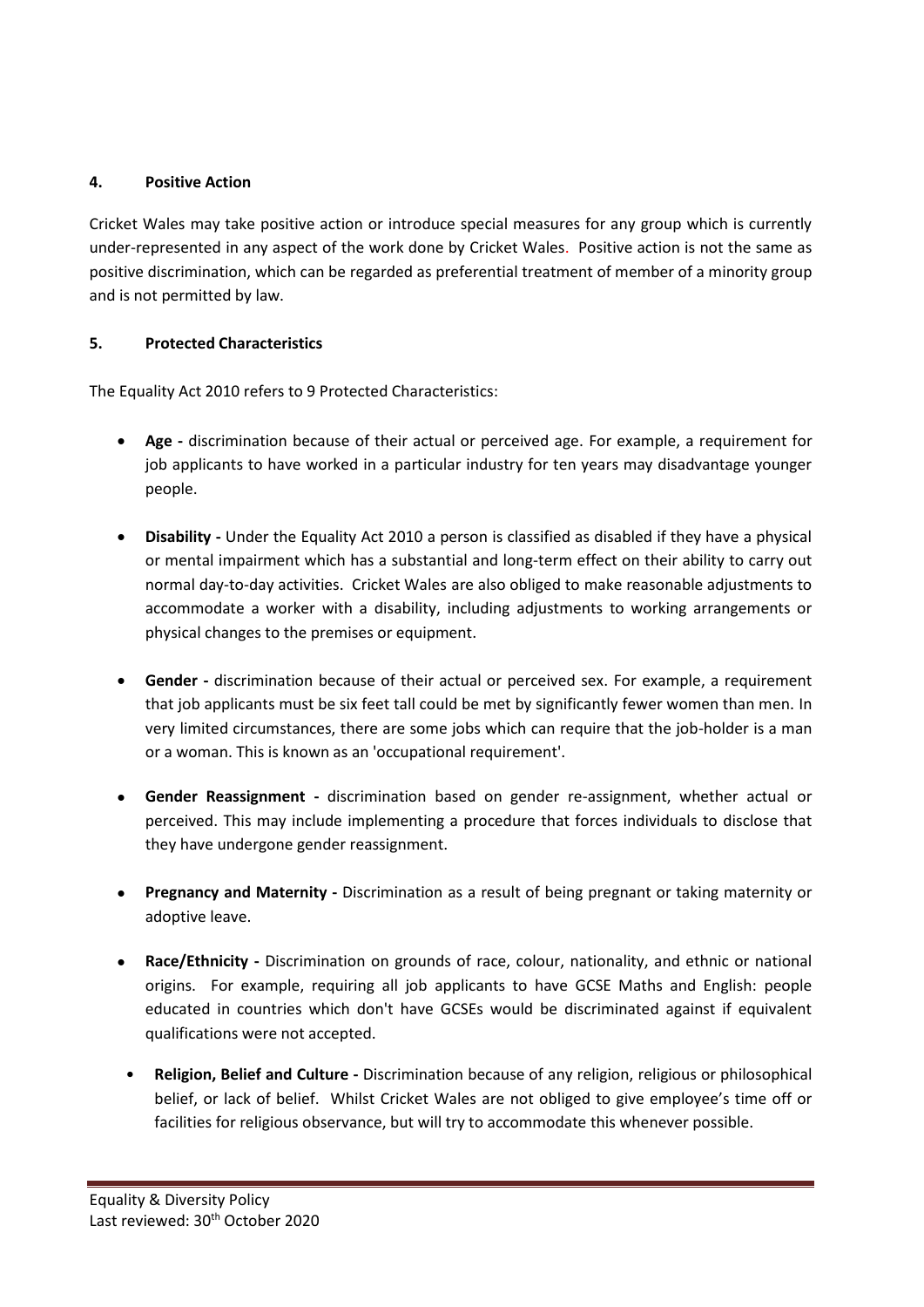## 4. Positive Action

Cricket Wales may take positive action or introduce special measures for any group which is currently under-represented in any aspect of the work done by Cricket Wales. Positive action is not the same as positive discrimination, which can be regarded as preferential treatment of member of a minority group and is not permitted by law.

## 5. Protected Characteristics

The Equality Act 2010 refers to 9 Protected Characteristics:

- **Age -** discrimination because of their actual or perceived age. For example, a requirement for job applicants to have worked in a particular industry for ten years may disadvantage younger people.

- **Disability -** Under the Equality Act 2010 a person is classified as disabled if they have a physical or mental impairment which has a substantial and long-term effect on their ability to carry out normal day-to-day activities. Cricket Wales are also obliged to make reasonable adjustments to accommodate a worker with a disability, including adjustments to working arrangements or physical changes to the premises or equipment.

- **Gender -** discrimination because of their actual or perceived sex. For example, a requirement that job applicants must be six feet tall could be met by significantly fewer women than men. In very limited circumstances, there are some jobs which can require that the job-holder is a man or a woman. This is known as an 'occupational requirement'.

- **Gender Reassignment -** discrimination based on gender re-assignment, whether actual or perceived. This may include implementing a procedure that forces individuals to disclose that they have undergone gender reassignment.

- **Pregnancy and Maternity -** Discrimination as a result of being pregnant or taking maternity or adoptive leave.

- **Race/Ethnicity -** Discrimination on grounds of race, colour, nationality, and ethnic or national origins. For example, requiring all job applicants to have GCSE Maths and English: people educated in countries which don't have GCSEs would be discriminated against if equivalent qualifications were not accepted.

- **Religion, Belief and Culture -** Discrimination because of any religion, religious or philosophical belief, or lack of belief. Whilst Cricket Wales are not obliged to give employee's time off or facilities for religious observance, but will try to accommodate this whenever possible.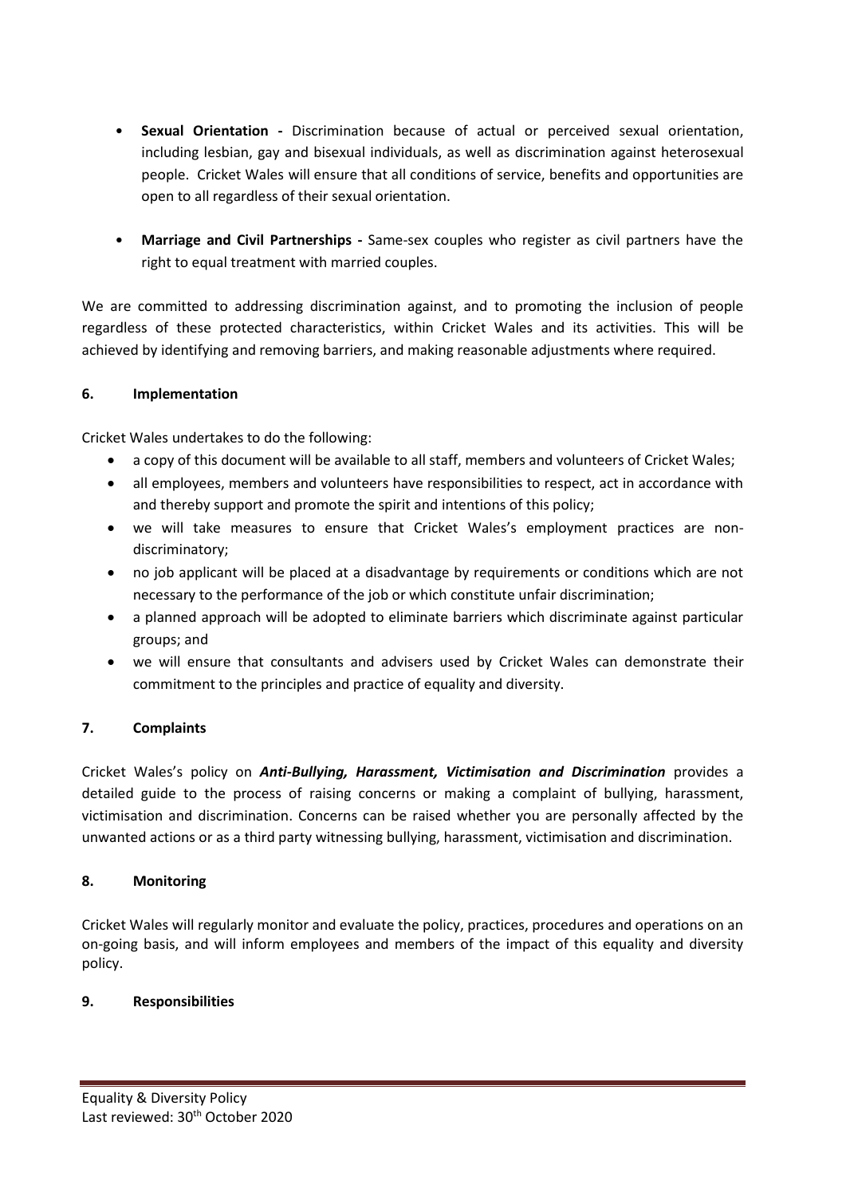- **Sexual Orientation -** Discrimination because of actual or perceived sexual orientation, including lesbian, gay and bisexual individuals, as well as discrimination against heterosexual people. Cricket Wales will ensure that all conditions of service, benefits and opportunities are open to all regardless of their sexual orientation.

- **Marriage and Civil Partnerships -** Same-sex couples who register as civil partners have the right to equal treatment with married couples.

We are committed to addressing discrimination against, and to promoting the inclusion of people regardless of these protected characteristics, within Cricket Wales and its activities. This will be achieved by identifying and removing barriers, and making reasonable adjustments where required.

## 6. Implementation

Cricket Wales undertakes to do the following:

- a copy of this document will be available to all staff, members and volunteers of Cricket Wales;
- all employees, members and volunteers have responsibilities to respect, act in accordance with and thereby support and promote the spirit and intentions of this policy;
- we will take measures to ensure that Cricket Wales's employment practices are non-discriminatory;
- no job applicant will be placed at a disadvantage by requirements or conditions which are not necessary to the performance of the job or which constitute unfair discrimination;
- a planned approach will be adopted to eliminate barriers which discriminate against particular groups; and
- we will ensure that consultants and advisers used by Cricket Wales can demonstrate their commitment to the principles and practice of equality and diversity.

## 7. Complaints

Cricket Wales's policy on ***Anti-Bullying, Harassment, Victimisation and Discrimination*** provides a detailed guide to the process of raising concerns or making a complaint of bullying, harassment, victimisation and discrimination. Concerns can be raised whether you are personally affected by the unwanted actions or as a third party witnessing bullying, harassment, victimisation and discrimination.

## 8. Monitoring

Cricket Wales will regularly monitor and evaluate the policy, practices, procedures and operations on an on-going basis, and will inform employees and members of the impact of this equality and diversity policy.

## 9. Responsibilities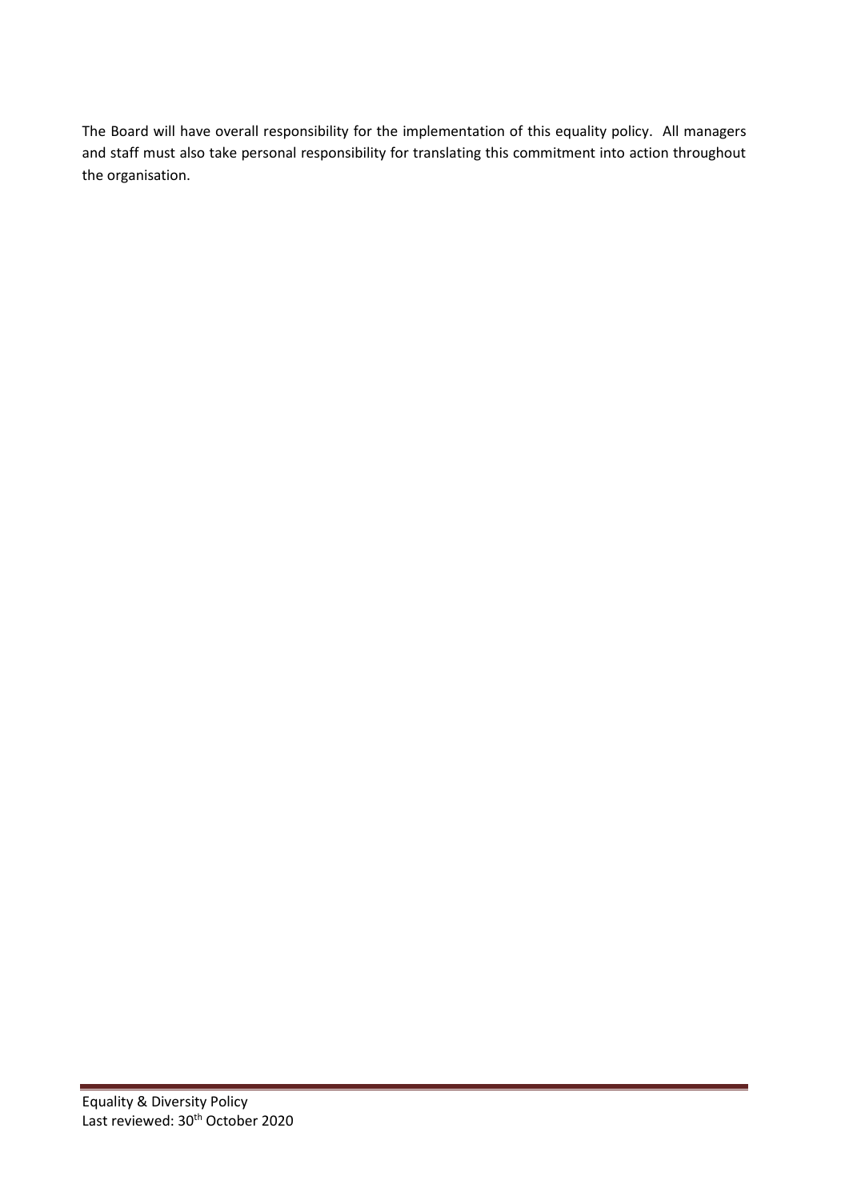The Board will have overall responsibility for the implementation of this equality policy. All managers and staff must also take personal responsibility for translating this commitment into action throughout the organisation.